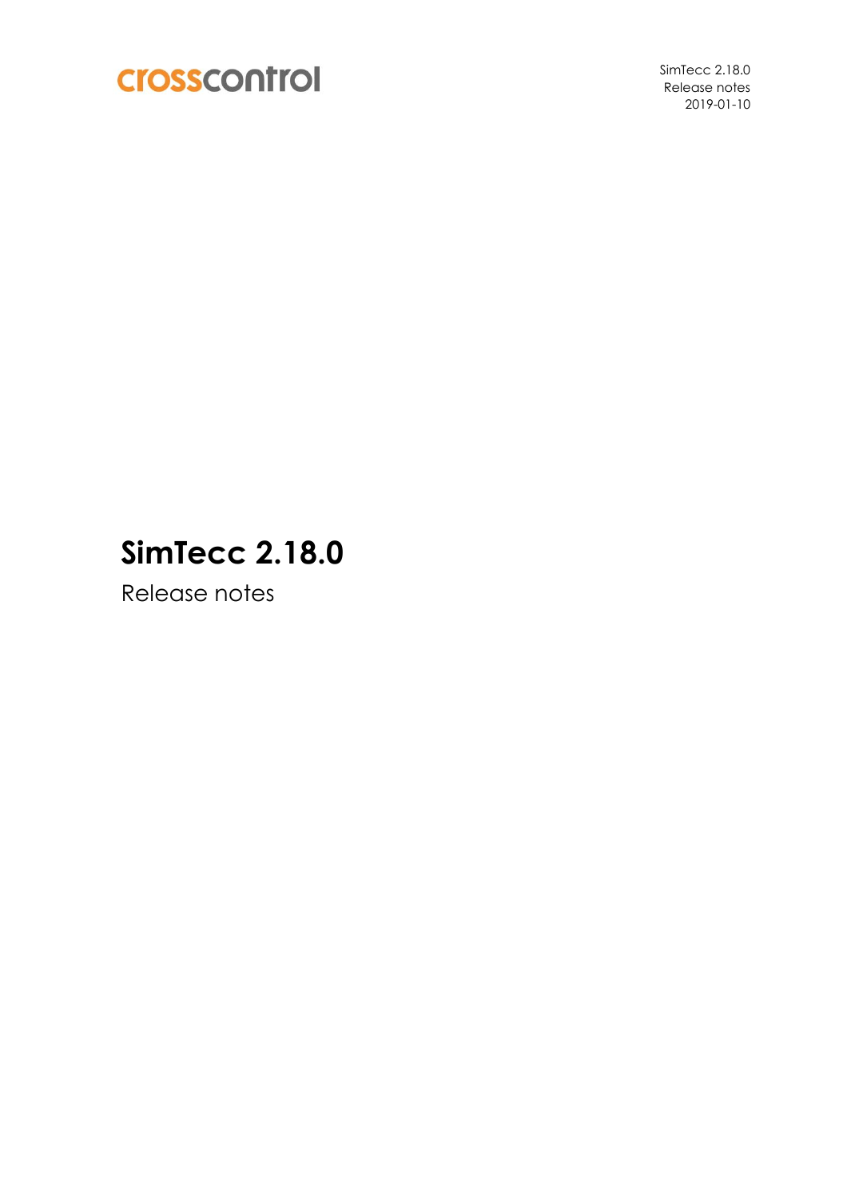crosscontrol

SimTecc 2.18.0
Release notes
2019-01-10

# SimTecc 2.18.0

Release notes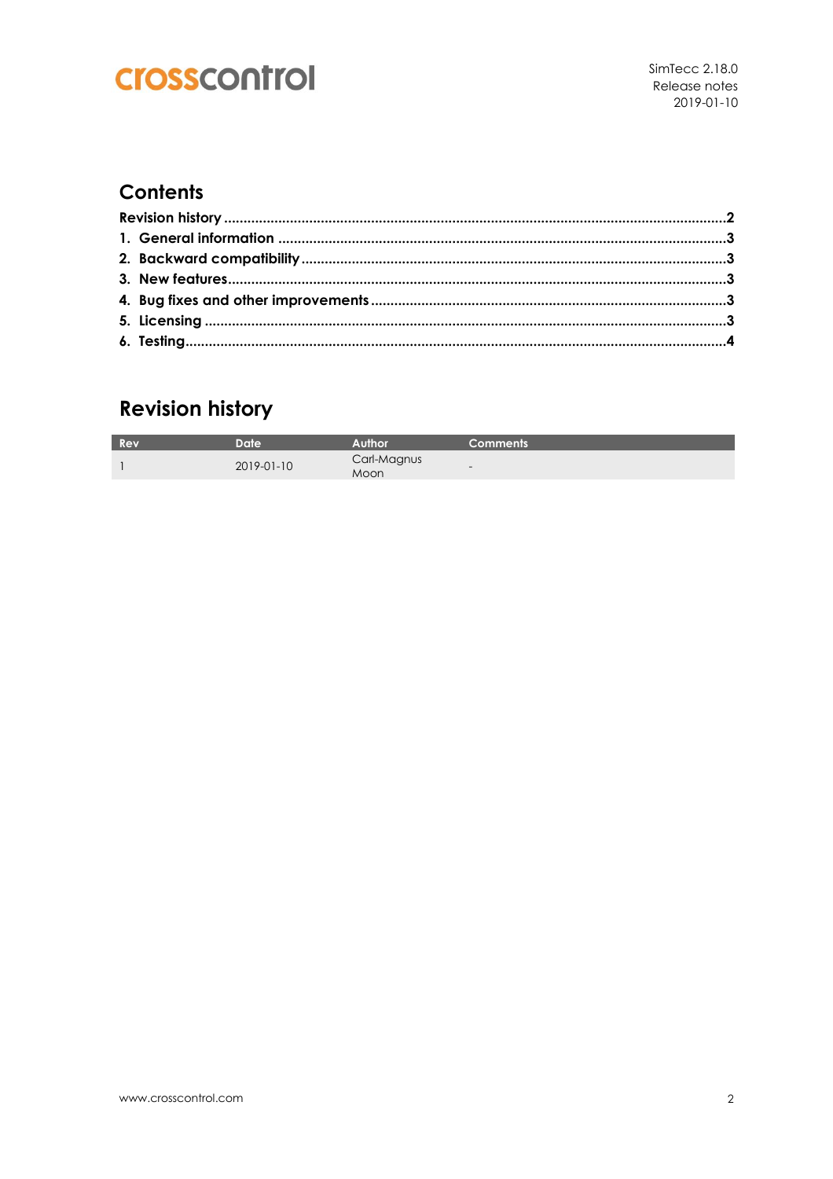## Contents

Revision history ........................................................................................................2
1. General information ...............................................................................................3
2. Backward compatibility ..........................................................................................3
3. New features ...........................................................................................................3
4. Bug fixes and other improvements ........................................................................3
5. Licensing .................................................................................................................3
6. Testing .....................................................................................................................4

## Revision history

| Rev | Date | Author | Comments |
|---|---|---|---|
| 1 | 2019-01-10 | Carl-Magnus Moon | - |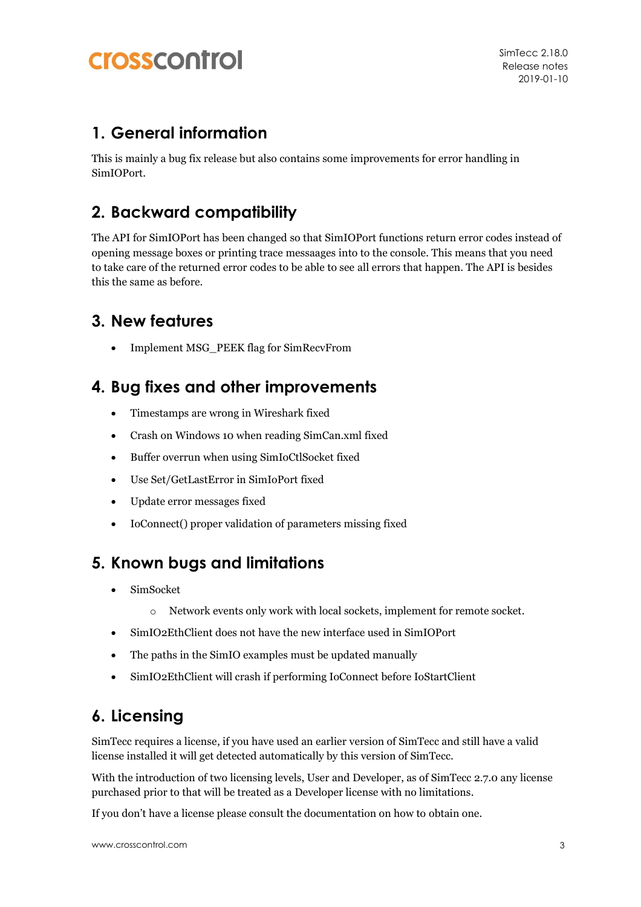## 1. General information

This is mainly a bug fix release but also contains some improvements for error handling in SimIOPort.

## 2. Backward compatibility

The API for SimIOPort has been changed so that SimIOPort functions return error codes instead of opening message boxes or printing trace messaages into to the console. This means that you need to take care of the returned error codes to be able to see all errors that happen. The API is besides this the same as before.

## 3. New features

- Implement MSG_PEEK flag for SimRecvFrom

## 4. Bug fixes and other improvements

- Timestamps are wrong in Wireshark fixed
- Crash on Windows 10 when reading SimCan.xml fixed
- Buffer overrun when using SimIoCtlSocket fixed
- Use Set/GetLastError in SimIoPort fixed
- Update error messages fixed
- IoConnect() proper validation of parameters missing fixed

## 5. Known bugs and limitations

- SimSocket
  - Network events only work with local sockets, implement for remote socket.
- SimIO2EthClient does not have the new interface used in SimIOPort
- The paths in the SimIO examples must be updated manually
- SimIO2EthClient will crash if performing IoConnect before IoStartClient

## 6. Licensing

SimTecc requires a license, if you have used an earlier version of SimTecc and still have a valid license installed it will get detected automatically by this version of SimTecc.

With the introduction of two licensing levels, User and Developer, as of SimTecc 2.7.0 any license purchased prior to that will be treated as a Developer license with no limitations.

If you don't have a license please consult the documentation on how to obtain one.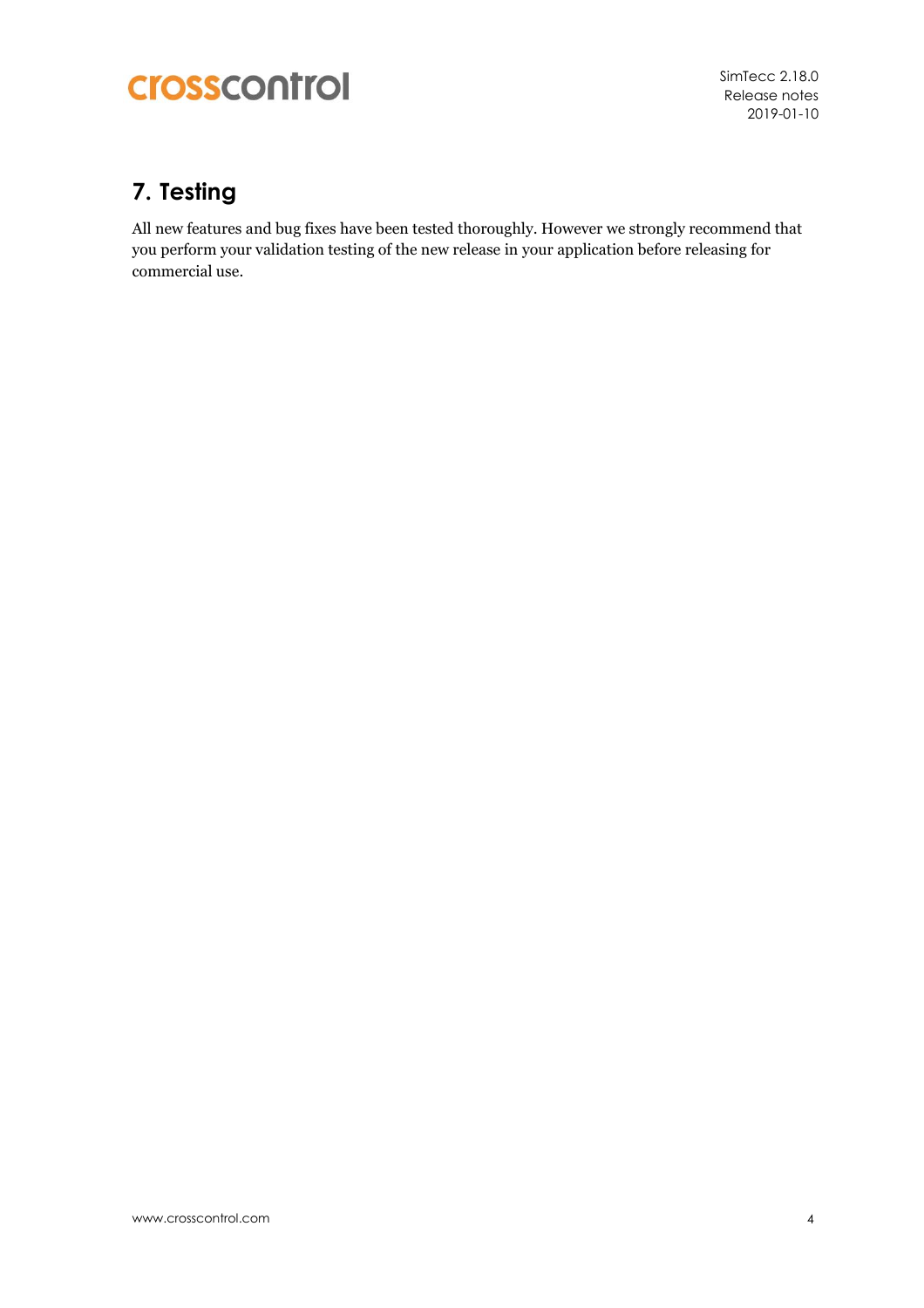# 7. Testing

All new features and bug fixes have been tested thoroughly. However we strongly recommend that you perform your validation testing of the new release in your application before releasing for commercial use.